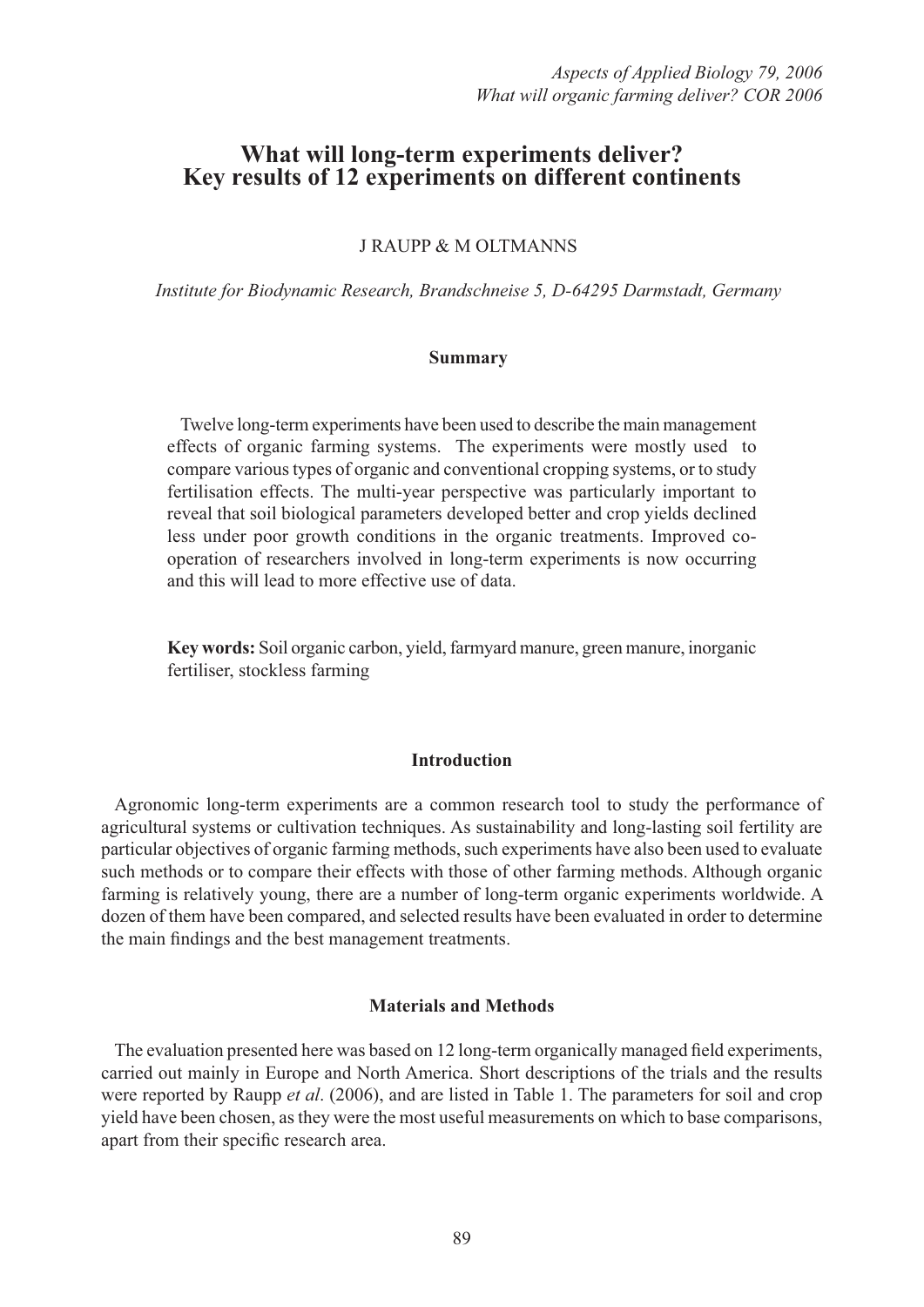# What will long-term experiments deliver?
# Key results of 12 experiments on different continents

J RAUPP & M OLTMANNS

*Institute for Biodynamic Research, Brandschneise 5, D-64295 Darmstadt, Germany*

## Summary

Twelve long-term experiments have been used to describe the main management effects of organic farming systems. The experiments were mostly used to compare various types of organic and conventional cropping systems, or to study fertilisation effects. The multi-year perspective was particularly important to reveal that soil biological parameters developed better and crop yields declined less under poor growth conditions in the organic treatments. Improved co-operation of researchers involved in long-term experiments is now occurring and this will lead to more effective use of data.

**Key words:** Soil organic carbon, yield, farmyard manure, green manure, inorganic fertiliser, stockless farming

## Introduction

Agronomic long-term experiments are a common research tool to study the performance of agricultural systems or cultivation techniques. As sustainability and long-lasting soil fertility are particular objectives of organic farming methods, such experiments have also been used to evaluate such methods or to compare their effects with those of other farming methods. Although organic farming is relatively young, there are a number of long-term organic experiments worldwide. A dozen of them have been compared, and selected results have been evaluated in order to determine the main findings and the best management treatments.

## Materials and Methods

The evaluation presented here was based on 12 long-term organically managed field experiments, carried out mainly in Europe and North America. Short descriptions of the trials and the results were reported by Raupp *et al*. (2006), and are listed in Table 1. The parameters for soil and crop yield have been chosen, as they were the most useful measurements on which to base comparisons, apart from their specific research area.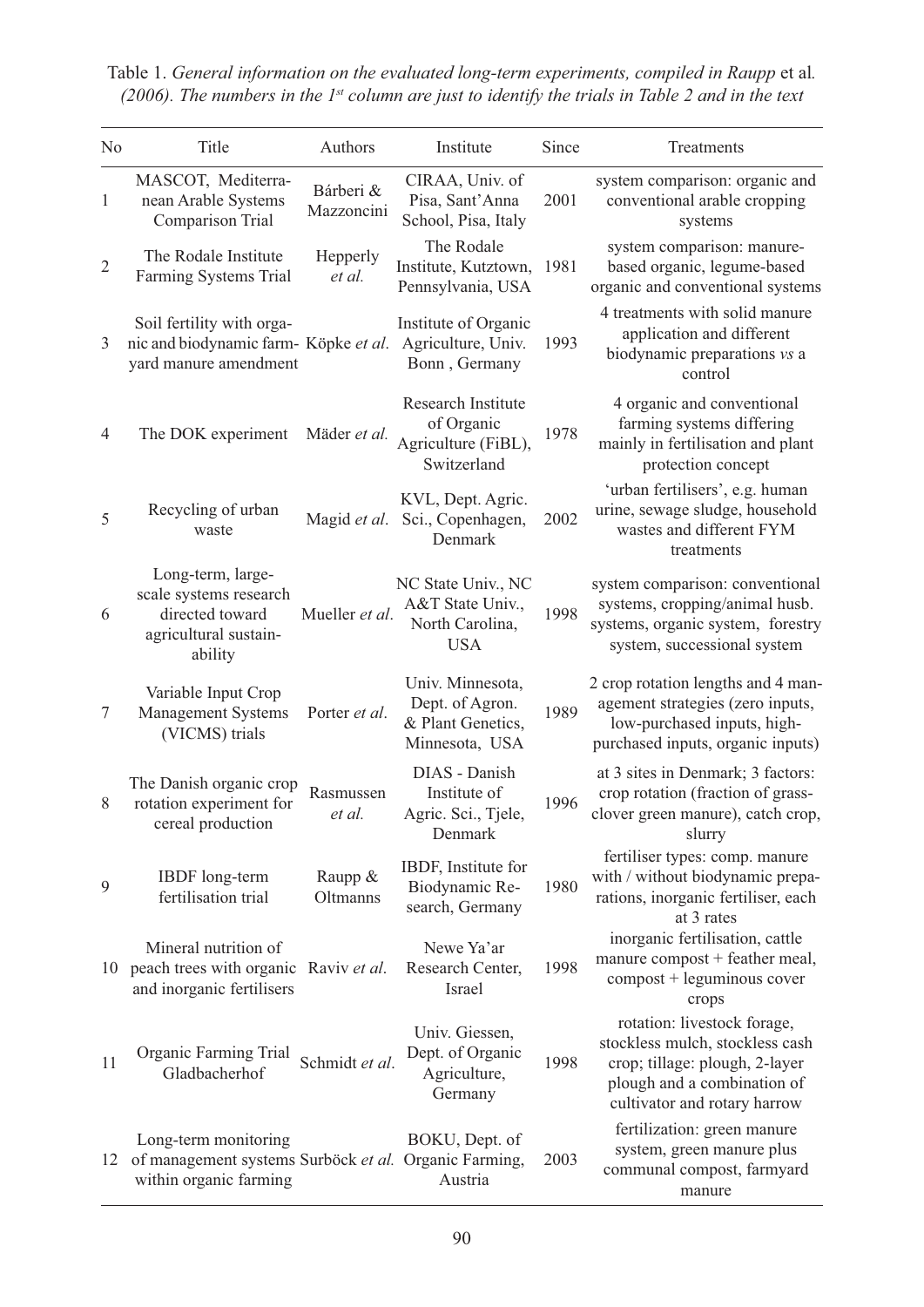Table 1. *General information on the evaluated long-term experiments, compiled in Raupp* et al*. (2006). The numbers in the 1st column are just to identify the trials in Table 2 and in the text*

| No | Title | Authors | Institute | Since | Treatments |
|---|---|---|---|---|---|
| 1 | MASCOT, Mediterranean Arable Systems Comparison Trial | Bárberi & Mazzoncini | CIRAA, Univ. of Pisa, Sant'Anna School, Pisa, Italy | 2001 | system comparison: organic and conventional arable cropping systems |
| 2 | The Rodale Institute Farming Systems Trial | Hepperly *et al.* | The Rodale Institute, Kutztown, Pennsylvania, USA | 1981 | system comparison: manure-based organic, legume-based organic and conventional systems |
| 3 | Soil fertility with organic and biodynamic farmyard manure amendment | Köpke *et al*. | Institute of Organic Agriculture, Univ. Bonn , Germany | 1993 | 4 treatments with solid manure application and different biodynamic preparations *vs* a control |
| 4 | The DOK experiment | Mäder *et al.* | Research Institute of Organic Agriculture (FiBL), Switzerland | 1978 | 4 organic and conventional farming systems differing mainly in fertilisation and plant protection concept |
| 5 | Recycling of urban waste | Magid *et al*. | KVL, Dept. Agric. Sci., Copenhagen, Denmark | 2002 | 'urban fertilisers', e.g. human urine, sewage sludge, household wastes and different FYM treatments |
| 6 | Long-term, large-scale systems research directed toward agricultural sustainability | Mueller *et al*. | NC State Univ., NC A&T State Univ., North Carolina, USA | 1998 | system comparison: conventional systems, cropping/animal husb. systems, organic system, forestry system, successional system |
| 7 | Variable Input Crop Management Systems (VICMS) trials | Porter *et al*. | Univ. Minnesota, Dept. of Agron. & Plant Genetics, Minnesota, USA | 1989 | 2 crop rotation lengths and 4 management strategies (zero inputs, low-purchased inputs, high-purchased inputs, organic inputs) |
| 8 | The Danish organic crop rotation experiment for cereal production | Rasmussen *et al.* | DIAS - Danish Institute of Agric. Sci., Tjele, Denmark | 1996 | at 3 sites in Denmark; 3 factors: crop rotation (fraction of grass-clover green manure), catch crop, slurry |
| 9 | IBDF long-term fertilisation trial | Raupp & Oltmanns | IBDF, Institute for Biodynamic Research, Germany | 1980 | fertiliser types: comp. manure with / without biodynamic preparations, inorganic fertiliser, each at 3 rates |
| 10 | Mineral nutrition of peach trees with organic and inorganic fertilisers | Raviv *et al*. | Newe Ya'ar Research Center, Israel | 1998 | inorganic fertilisation, cattle manure compost + feather meal, compost + leguminous cover crops |
| 11 | Organic Farming Trial Gladbacherhof | Schmidt *et al*. | Univ. Giessen, Dept. of Organic Agriculture, Germany | 1998 | rotation: livestock forage, stockless mulch, stockless cash crop; tillage: plough, 2-layer plough and a combination of cultivator and rotary harrow |
| 12 | Long-term monitoring of management systems within organic farming | Surböck *et al.* | BOKU, Dept. of Organic Farming, Austria | 2003 | fertilization: green manure system, green manure plus communal compost, farmyard manure |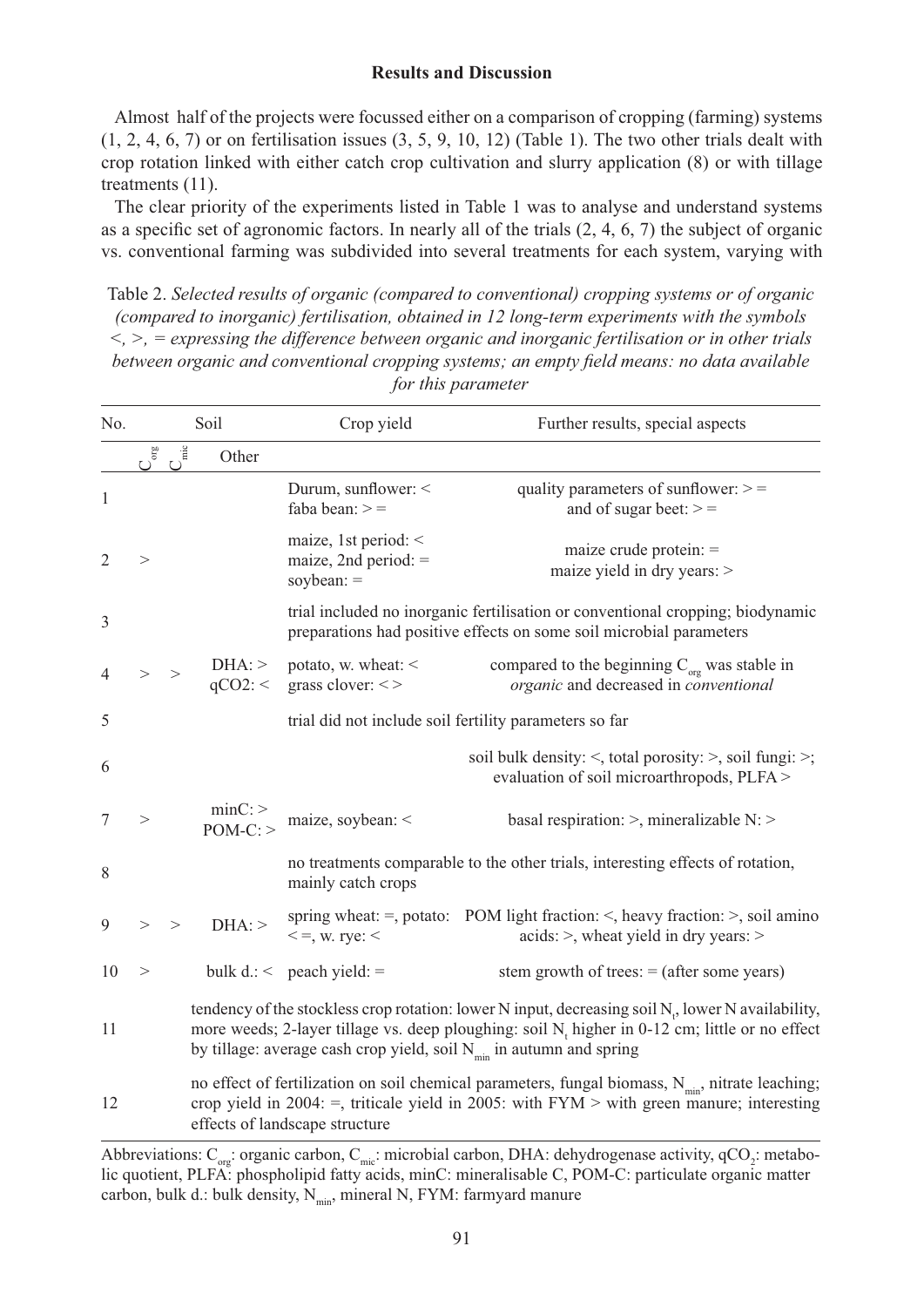## Results and Discussion

Almost half of the projects were focussed either on a comparison of cropping (farming) systems (1, 2, 4, 6, 7) or on fertilisation issues (3, 5, 9, 10, 12) (Table 1). The two other trials dealt with crop rotation linked with either catch crop cultivation and slurry application (8) or with tillage treatments (11).

The clear priority of the experiments listed in Table 1 was to analyse and understand systems as a specific set of agronomic factors. In nearly all of the trials (2, 4, 6, 7) the subject of organic vs. conventional farming was subdivided into several treatments for each system, varying with

Table 2. *Selected results of organic (compared to conventional) cropping systems or of organic (compared to inorganic) fertilisation, obtained in 12 long-term experiments with the symbols <, >, = expressing the difference between organic and inorganic fertilisation or in other trials between organic and conventional cropping systems; an empty field means: no data available for this parameter*

| No. | Soil | | | Crop yield | Further results, special aspects |
|---|---|---|---|---|---|
| | $C_{org}$ | $C_{mic}$ | Other | | |
| 1 | | | | Durum, sunflower: < faba bean: > = | quality parameters of sunflower: > = and of sugar beet: > = |
| 2 | > | | | maize, 1st period: < maize, 2nd period: = soybean: = | maize crude protein: = maize yield in dry years: > |
| 3 | trial included no inorganic fertilisation or conventional cropping; biodynamic preparations had positive effects on some soil microbial parameters | | | | |
| 4 | > | > | DHA: > $qCO_2$: < | potato, w. wheat: < grass clover: < > | compared to the beginning $C_{org}$ was stable in *organic* and decreased in *conventional* |
| 5 | trial did not include soil fertility parameters so far | | | | |
| 6 | | | | | soil bulk density: <, total porosity: >, soil fungi: >; evaluation of soil microarthropods, PLFA > |
| 7 | > | | minC: > POM-C: > | maize, soybean: < | basal respiration: >, mineralizable N: > |
| 8 | no treatments comparable to the other trials, interesting effects of rotation, mainly catch crops | | | | |
| 9 | > | > | DHA: > | spring wheat: =, potato: < =, w. rye: < | POM light fraction: <, heavy fraction: >, soil amino acids: >, wheat yield in dry years: > |
| 10 | > | | bulk d.: < | peach yield: = | stem growth of trees: = (after some years) |
| 11 | tendency of the stockless crop rotation: lower N input, decreasing soil $N_t$, lower N availability, more weeds; 2-layer tillage vs. deep ploughing: soil $N_t$ higher in 0-12 cm; little or no effect by tillage: average cash crop yield, soil $N_{min}$ in autumn and spring | | | | |
| 12 | no effect of fertilization on soil chemical parameters, fungal biomass, $N_{min}$, nitrate leaching; crop yield in 2004: =, triticale yield in 2005: with FYM > with green manure; interesting effects of landscape structure | | | | |

Abbreviations: $C_{org}$: organic carbon, $C_{mic}$: microbial carbon, DHA: dehydrogenase activity, $qCO_2$: metabolic quotient, PLFA: phospholipid fatty acids, minC: mineralisable C, POM-C: particulate organic matter carbon, bulk d.: bulk density, $N_{min}$, mineral N, FYM: farmyard manure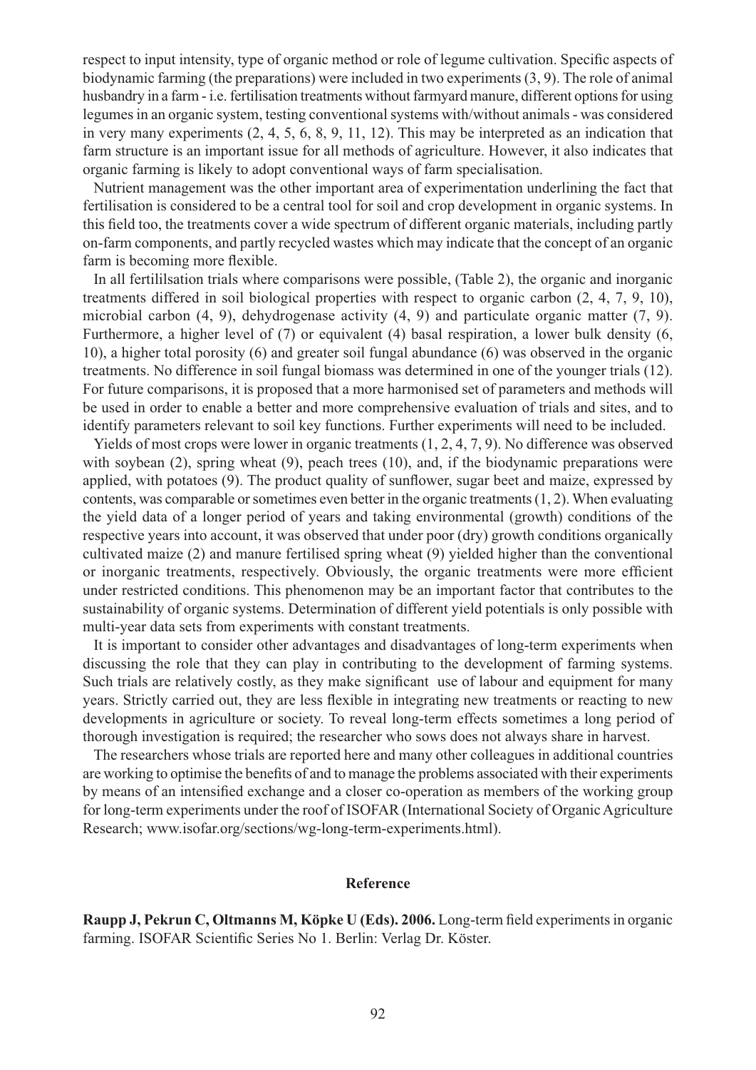respect to input intensity, type of organic method or role of legume cultivation. Specific aspects of biodynamic farming (the preparations) were included in two experiments (3, 9). The role of animal husbandry in a farm - i.e. fertilisation treatments without farmyard manure, different options for using legumes in an organic system, testing conventional systems with/without animals - was considered in very many experiments (2, 4, 5, 6, 8, 9, 11, 12). This may be interpreted as an indication that farm structure is an important issue for all methods of agriculture. However, it also indicates that organic farming is likely to adopt conventional ways of farm specialisation.

Nutrient management was the other important area of experimentation underlining the fact that fertilisation is considered to be a central tool for soil and crop development in organic systems. In this field too, the treatments cover a wide spectrum of different organic materials, including partly on-farm components, and partly recycled wastes which may indicate that the concept of an organic farm is becoming more flexible.

In all fertililsation trials where comparisons were possible, (Table 2), the organic and inorganic treatments differed in soil biological properties with respect to organic carbon (2, 4, 7, 9, 10), microbial carbon (4, 9), dehydrogenase activity (4, 9) and particulate organic matter (7, 9). Furthermore, a higher level of (7) or equivalent (4) basal respiration, a lower bulk density (6, 10), a higher total porosity (6) and greater soil fungal abundance (6) was observed in the organic treatments. No difference in soil fungal biomass was determined in one of the younger trials (12). For future comparisons, it is proposed that a more harmonised set of parameters and methods will be used in order to enable a better and more comprehensive evaluation of trials and sites, and to identify parameters relevant to soil key functions. Further experiments will need to be included.

Yields of most crops were lower in organic treatments (1, 2, 4, 7, 9). No difference was observed with soybean (2), spring wheat (9), peach trees (10), and, if the biodynamic preparations were applied, with potatoes (9). The product quality of sunflower, sugar beet and maize, expressed by contents, was comparable or sometimes even better in the organic treatments (1, 2). When evaluating the yield data of a longer period of years and taking environmental (growth) conditions of the respective years into account, it was observed that under poor (dry) growth conditions organically cultivated maize (2) and manure fertilised spring wheat (9) yielded higher than the conventional or inorganic treatments, respectively. Obviously, the organic treatments were more efficient under restricted conditions. This phenomenon may be an important factor that contributes to the sustainability of organic systems. Determination of different yield potentials is only possible with multi-year data sets from experiments with constant treatments.

It is important to consider other advantages and disadvantages of long-term experiments when discussing the role that they can play in contributing to the development of farming systems. Such trials are relatively costly, as they make significant use of labour and equipment for many years. Strictly carried out, they are less flexible in integrating new treatments or reacting to new developments in agriculture or society. To reveal long-term effects sometimes a long period of thorough investigation is required; the researcher who sows does not always share in harvest.

The researchers whose trials are reported here and many other colleagues in additional countries are working to optimise the benefits of and to manage the problems associated with their experiments by means of an intensified exchange and a closer co-operation as members of the working group for long-term experiments under the roof of ISOFAR (International Society of Organic Agriculture Research; www.isofar.org/sections/wg-long-term-experiments.html).

## Reference

**Raupp J, Pekrun C, Oltmanns M, Köpke U (Eds). 2006.** Long-term field experiments in organic farming. ISOFAR Scientific Series No 1. Berlin: Verlag Dr. Köster.